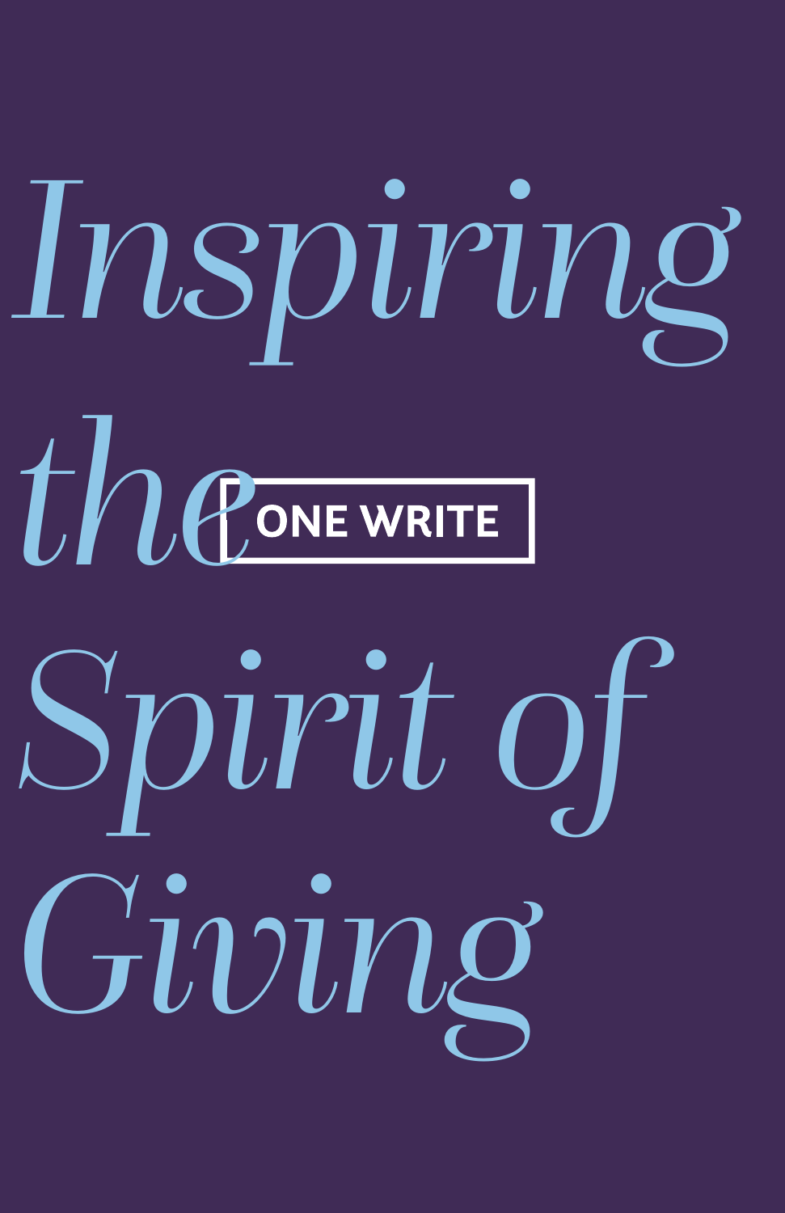# *Inspiring the Spirit of Giving*

ONE WRITE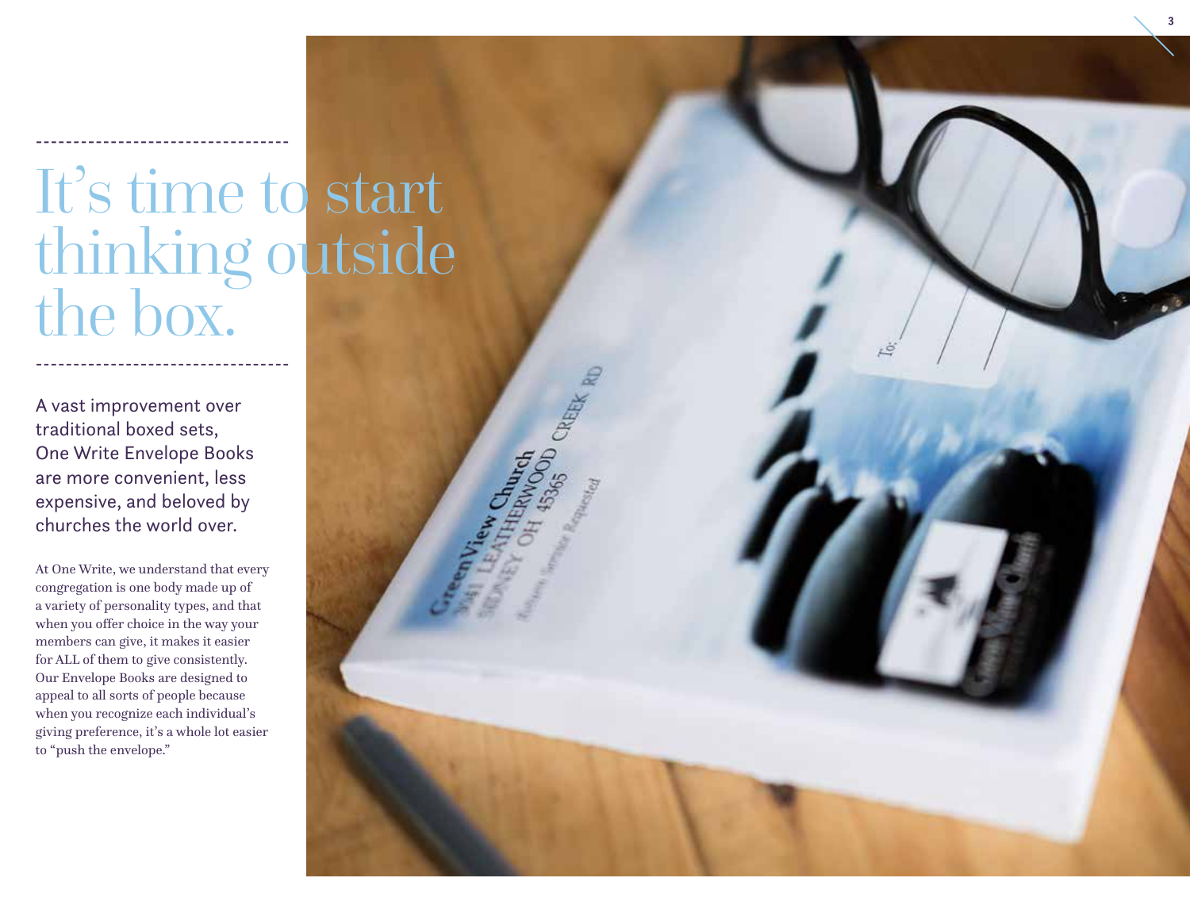# It's time to start thinking outside the box.

A vast improvement over traditional boxed sets, One Write Envelope Books are more convenient, less expensive, and beloved by churches the world over.

At One Write, we understand that every congregation is one body made up of a variety of personality types, and that when you offer choice in the way your members can give, it makes it easier for ALL of them to give consistently. Our Envelope Books are designed to appeal to all sorts of people because when you recognize each individual's giving preference, it's a whole lot easier to "push the envelope."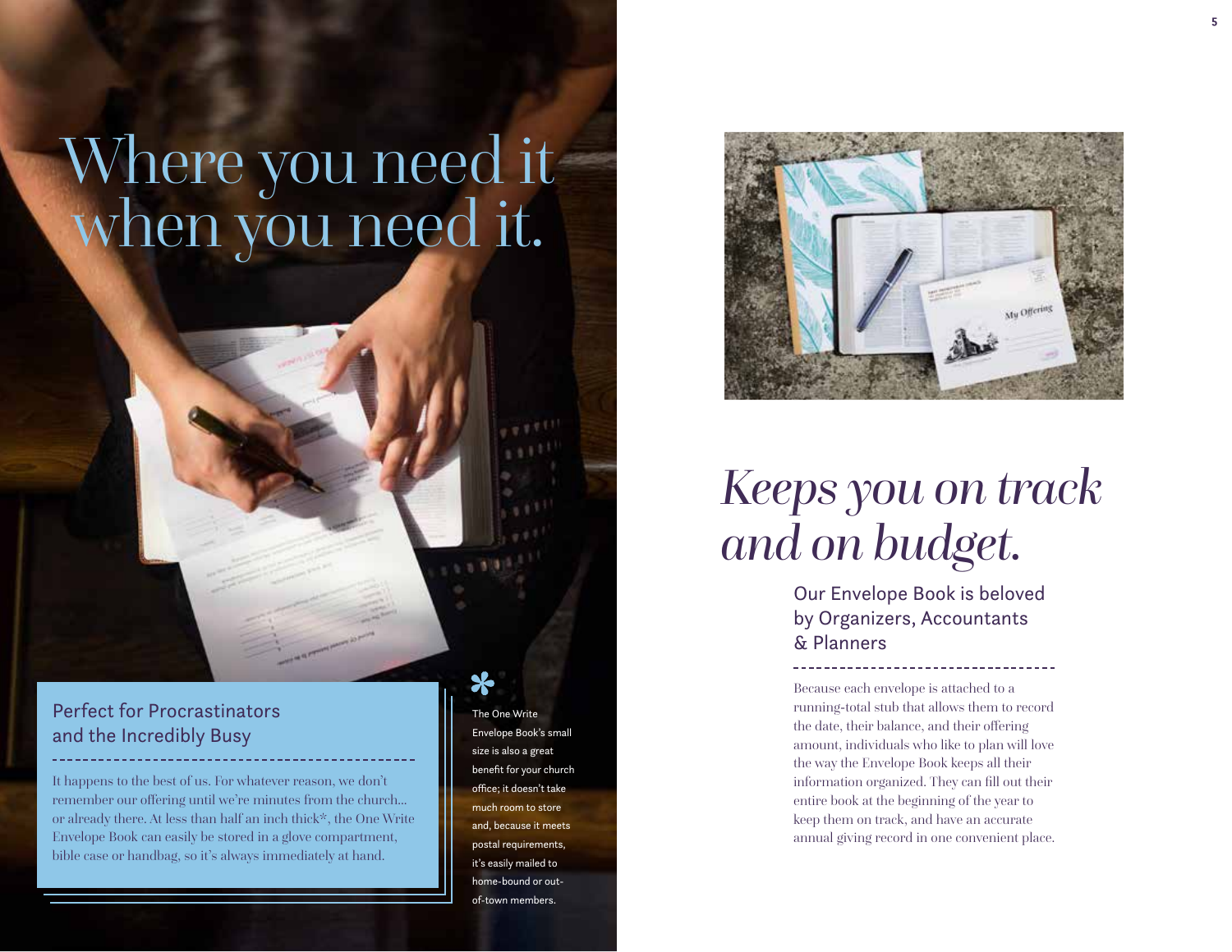# Where you need it when you need it.

## Perfect for Procrastinators and the Incredibly Busy

It happens to the best of us. For whatever reason, we don't remember our offering until we're minutes from the church... or already there. At less than half an inch thick*, the One Write Envelope Book can easily be stored in a glove compartment, bible case or handbag, so it's always immediately at hand.

*The One Write Envelope Book's small size is also a great benefit for your church office; it doesn't take much room to store and, because it meets postal requirements, it's easily mailed to home-bound or out-of-town members.

# *Keeps you on track and on budget.*

## Our Envelope Book is beloved by Organizers, Accountants & Planners

Because each envelope is attached to a running-total stub that allows them to record the date, their balance, and their offering amount, individuals who like to plan will love the way the Envelope Book keeps all their information organized. They can fill out their entire book at the beginning of the year to keep them on track, and have an accurate annual giving record in one convenient place.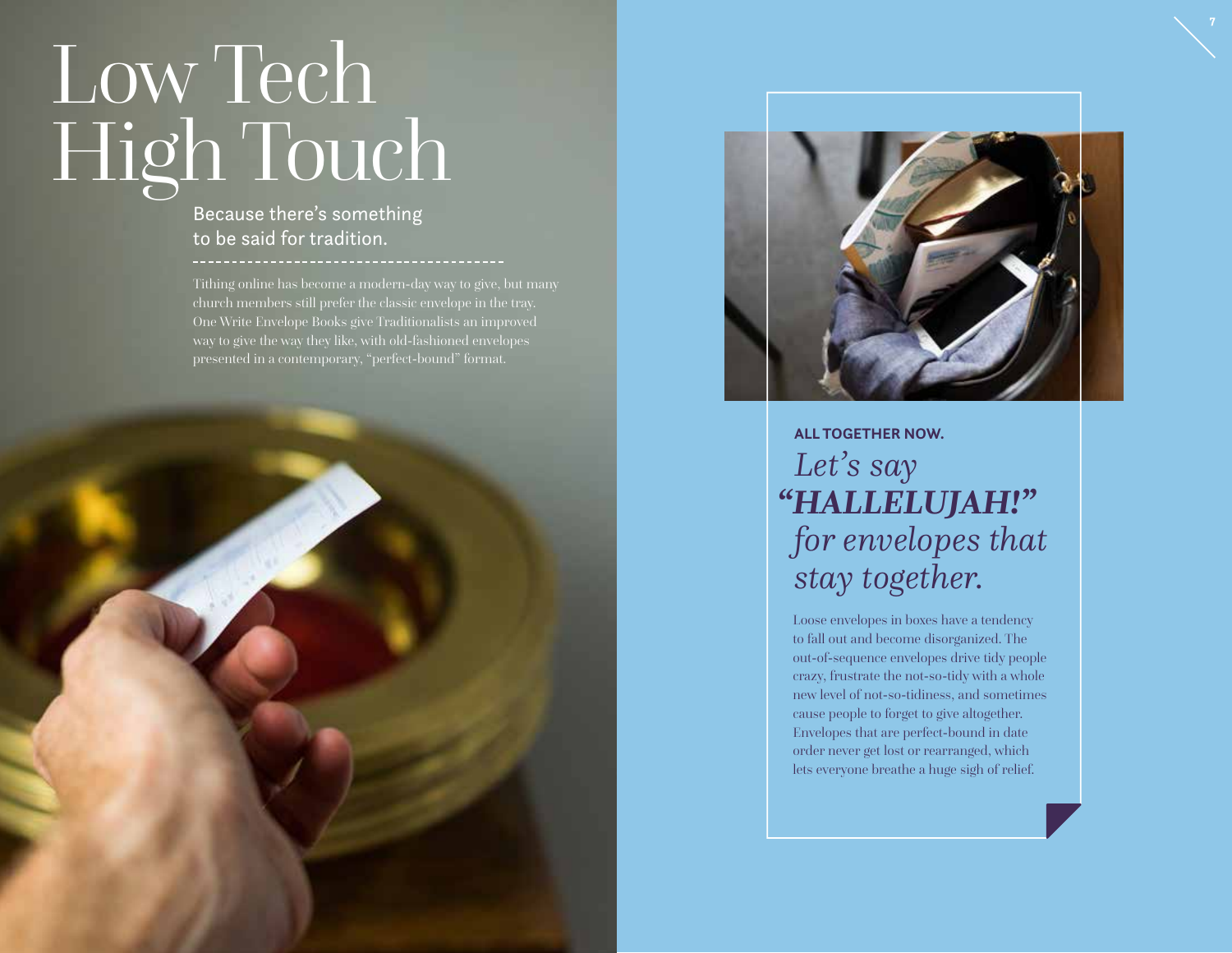# Low Tech High Touch

## Because there's something to be said for tradition.

Tithing online has become a modern-day way to give, but many church members still prefer the classic envelope in the tray. One Write Envelope Books give Traditionalists an improved way to give the way they like, with old-fashioned envelopes presented in a contemporary, "perfect-bound" format.

**ALL TOGETHER NOW.**

### *Let's say* ***"HALLELUJAH!"*** *for envelopes that stay together.*

Loose envelopes in boxes have a tendency to fall out and become disorganized. The out-of-sequence envelopes drive tidy people crazy, frustrate the not-so-tidy with a whole new level of not-so-tidiness, and sometimes cause people to forget to give altogether. Envelopes that are perfect-bound in date order never get lost or rearranged, which lets everyone breathe a huge sigh of relief.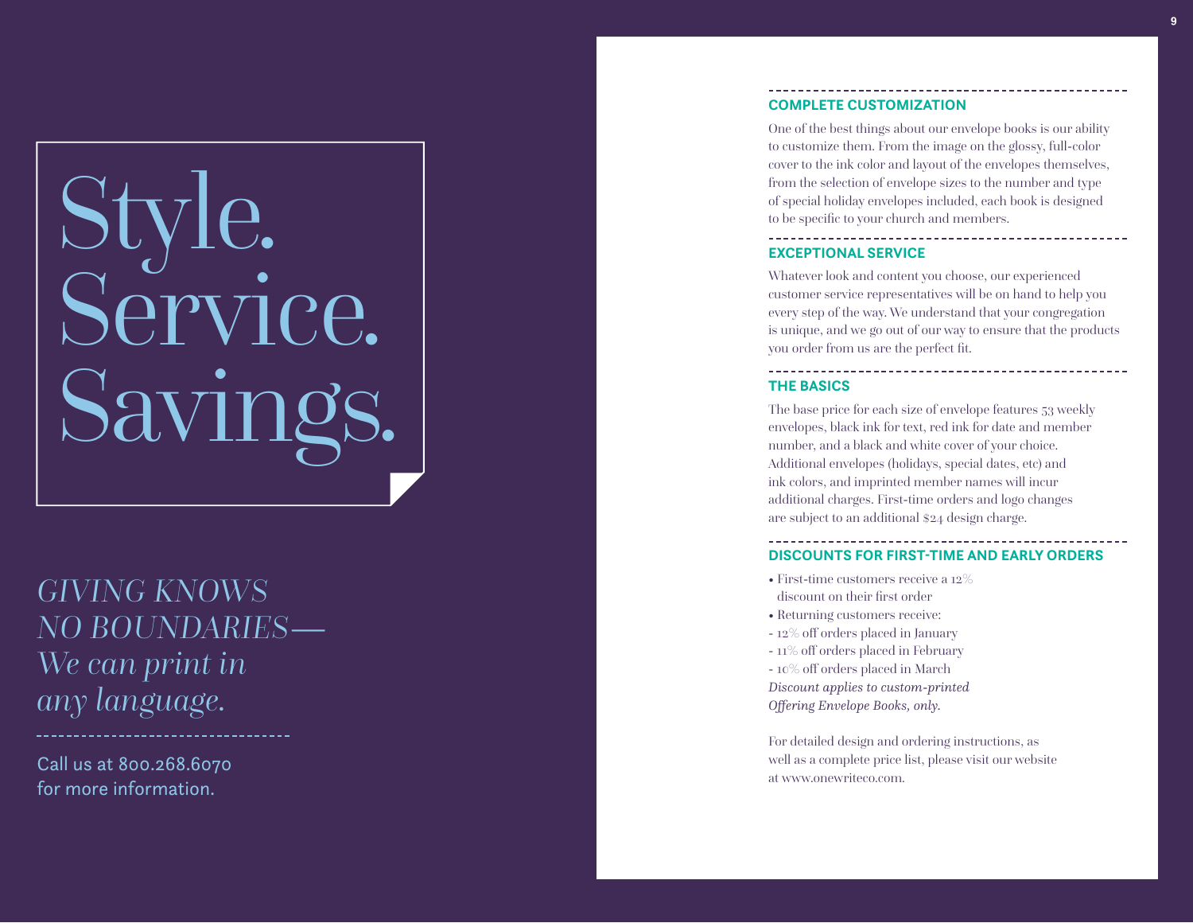# Style. Service. Savings.

*GIVING KNOWS NO BOUNDARIES— We can print in any language.*

Call us at 800.268.6070 for more information.

## COMPLETE CUSTOMIZATION

One of the best things about our envelope books is our ability to customize them. From the image on the glossy, full-color cover to the ink color and layout of the envelopes themselves, from the selection of envelope sizes to the number and type of special holiday envelopes included, each book is designed to be specific to your church and members.

## EXCEPTIONAL SERVICE

Whatever look and content you choose, our experienced customer service representatives will be on hand to help you every step of the way. We understand that your congregation is unique, and we go out of our way to ensure that the products you order from us are the perfect fit.

## THE BASICS

The base price for each size of envelope features 53 weekly envelopes, black ink for text, red ink for date and member number, and a black and white cover of your choice. Additional envelopes (holidays, special dates, etc) and ink colors, and imprinted member names will incur additional charges. First-time orders and logo changes are subject to an additional $24 design charge.

## DISCOUNTS FOR FIRST-TIME AND EARLY ORDERS

- First-time customers receive a 12% discount on their first order
- Returning customers receive:
  - 12% off orders placed in January
  - 11% off orders placed in February
  - 10% off orders placed in March

*Discount applies to custom-printed Offering Envelope Books, only.*

For detailed design and ordering instructions, as well as a complete price list, please visit our website at www.onewriteco.com.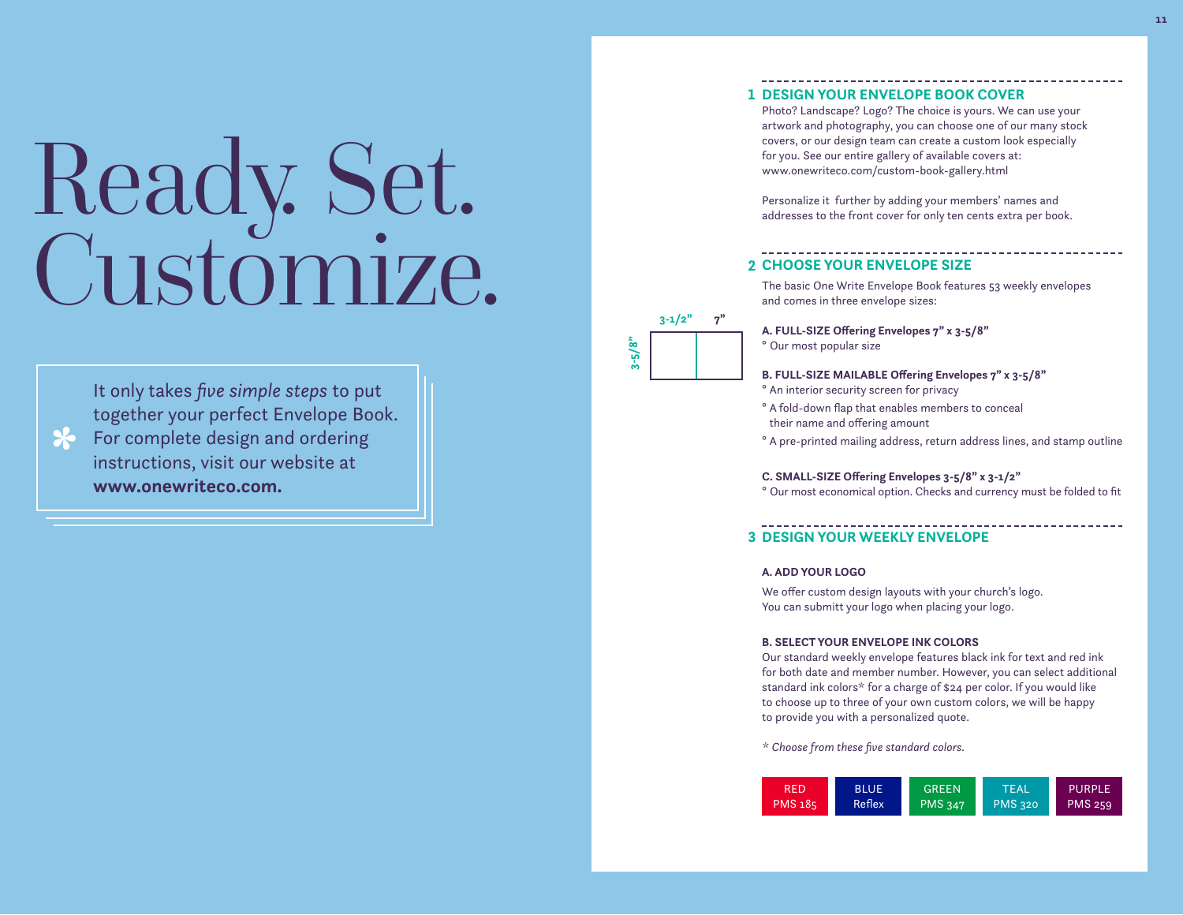# Ready. Set. Customize.

It only takes *five simple steps* to put together your perfect Envelope Book. For complete design and ordering instructions, visit our website at **www.onewriteco.com.**

## 1 DESIGN YOUR ENVELOPE BOOK COVER

Photo? Landscape? Logo? The choice is yours. We can use your artwork and photography, you can choose one of our many stock covers, or our design team can create a custom look especially for you. See our entire gallery of available covers at: www.onewriteco.com/custom-book-gallery.html

Personalize it further by adding your members' names and addresses to the front cover for only ten cents extra per book.

## 2 CHOOSE YOUR ENVELOPE SIZE

The basic One Write Envelope Book features 53 weekly envelopes and comes in three envelope sizes:

3-1/2" 7" 3-5/8"

**A. FULL-SIZE Offering Envelopes 7" x 3-5/8"**
° Our most popular size

**B. FULL-SIZE MAILABLE Offering Envelopes 7" x 3-5/8"**
° An interior security screen for privacy
° A fold-down flap that enables members to conceal their name and offering amount
° A pre-printed mailing address, return address lines, and stamp outline

**C. SMALL-SIZE Offering Envelopes 3-5/8" x 3-1/2"**
° Our most economical option. Checks and currency must be folded to fit

## 3 DESIGN YOUR WEEKLY ENVELOPE

**A. ADD YOUR LOGO**

We offer custom design layouts with your church's logo. You can submitt your logo when placing your logo.

**B. SELECT YOUR ENVELOPE INK COLORS**

Our standard weekly envelope features black ink for text and red ink for both date and member number. However, you can select additional standard ink colors* for a charge of $24 per color. If you would like to choose up to three of your own custom colors, we will be happy to provide you with a personalized quote.

*\* Choose from these five standard colors.*

| RED | BLUE | GREEN | TEAL | PURPLE |
|---|---|---|---|---|
| PMS 185 | Reflex | PMS 347 | PMS 320 | PMS 259 |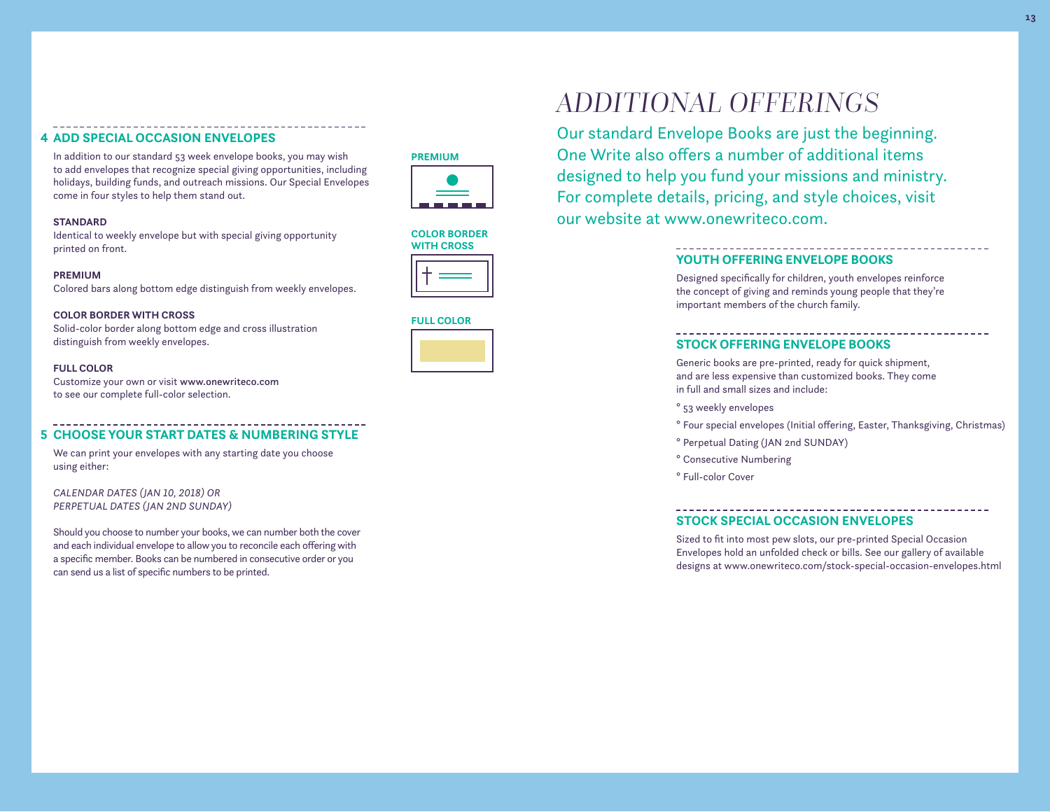## 4 ADD SPECIAL OCCASION ENVELOPES

In addition to our standard 53 week envelope books, you may wish to add envelopes that recognize special giving opportunities, including holidays, building funds, and outreach missions. Our Special Envelopes come in four styles to help them stand out.

**STANDARD**
Identical to weekly envelope but with special giving opportunity printed on front.

**PREMIUM**
Colored bars along bottom edge distinguish from weekly envelopes.

**COLOR BORDER WITH CROSS**
Solid-color border along bottom edge and cross illustration distinguish from weekly envelopes.

**FULL COLOR**
Customize your own or visit **www.onewriteco.com** to see our complete full-color selection.

PREMIUM

COLOR BORDER WITH CROSS

FULL COLOR

## 5 CHOOSE YOUR START DATES & NUMBERING STYLE

We can print your envelopes with any starting date you choose using either:

*CALENDAR DATES (JAN 10, 2018) OR*
*PERPETUAL DATES (JAN 2ND SUNDAY)*

Should you choose to number your books, we can number both the cover and each individual envelope to allow you to reconcile each offering with a specific member. Books can be numbered in consecutive order or you can send us a list of specific numbers to be printed.

# ADDITIONAL OFFERINGS

Our standard Envelope Books are just the beginning. One Write also offers a number of additional items designed to help you fund your missions and ministry. For complete details, pricing, and style choices, visit our website at www.onewriteco.com.

## YOUTH OFFERING ENVELOPE BOOKS

Designed specifically for children, youth envelopes reinforce the concept of giving and reminds young people that they're important members of the church family.

## STOCK OFFERING ENVELOPE BOOKS

Generic books are pre-printed, ready for quick shipment, and are less expensive than customized books. They come in full and small sizes and include:

- 53 weekly envelopes
- Four special envelopes (Initial offering, Easter, Thanksgiving, Christmas)
- Perpetual Dating (JAN 2nd SUNDAY)
- Consecutive Numbering
- Full-color Cover

## STOCK SPECIAL OCCASION ENVELOPES

Sized to fit into most pew slots, our pre-printed Special Occasion Envelopes hold an unfolded check or bills. See our gallery of available designs at www.onewriteco.com/stock-special-occasion-envelopes.html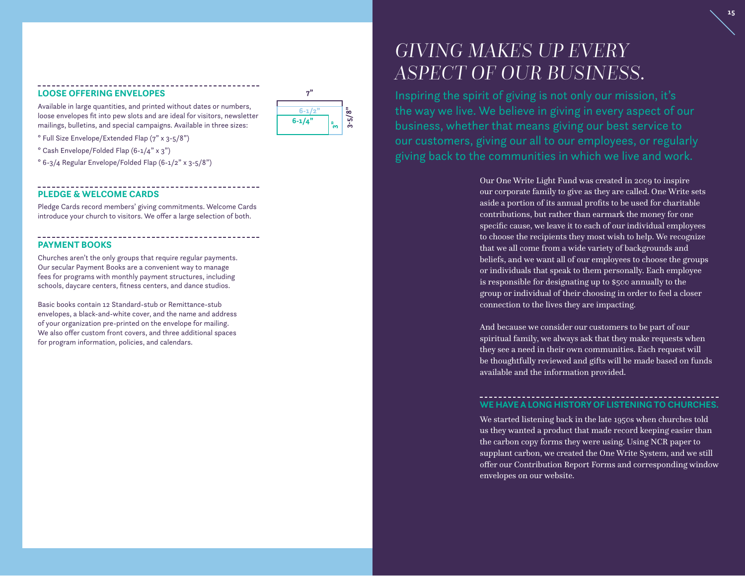## LOOSE OFFERING ENVELOPES

Available in large quantities, and printed without dates or numbers, loose envelopes fit into pew slots and are ideal for visitors, newsletter mailings, bulletins, and special campaigns. Available in three sizes:

- Full Size Envelope/Extended Flap (7" x 3-5/8")
- Cash Envelope/Folded Flap (6-1/4" x 3")
- 6-3/4 Regular Envelope/Folded Flap (6-1/2" x 3-5/8")

7"
6-1/2"
6-1/4"
3"
3-5/8"

## PLEDGE & WELCOME CARDS

Pledge Cards record members' giving commitments. Welcome Cards introduce your church to visitors. We offer a large selection of both.

## PAYMENT BOOKS

Churches aren't the only groups that require regular payments. Our secular Payment Books are a convenient way to manage fees for programs with monthly payment structures, including schools, daycare centers, fitness centers, and dance studios.

Basic books contain 12 Standard-stub or Remittance-stub envelopes, a black-and-white cover, and the name and address of your organization pre-printed on the envelope for mailing. We also offer custom front covers, and three additional spaces for program information, policies, and calendars.

# *GIVING MAKES UP EVERY ASPECT OF OUR BUSINESS.*

Inspiring the spirit of giving is not only our mission, it's the way we live. We believe in giving in every aspect of our business, whether that means giving our best service to our customers, giving our all to our employees, or regularly giving back to the communities in which we live and work.

Our One Write Light Fund was created in 2009 to inspire our corporate family to give as they are called. One Write sets aside a portion of its annual profits to be used for charitable contributions, but rather than earmark the money for one specific cause, we leave it to each of our individual employees to choose the recipients they most wish to help. We recognize that we all come from a wide variety of backgrounds and beliefs, and we want all of our employees to choose the groups or individuals that speak to them personally. Each employee is responsible for designating up to $500 annually to the group or individual of their choosing in order to feel a closer connection to the lives they are impacting.

And because we consider our customers to be part of our spiritual family, we always ask that they make requests when they see a need in their own communities. Each request will be thoughtfully reviewed and gifts will be made based on funds available and the information provided.

## WE HAVE A LONG HISTORY OF LISTENING TO CHURCHES.

We started listening back in the late 1950s when churches told us they wanted a product that made record keeping easier than the carbon copy forms they were using. Using NCR paper to supplant carbon, we created the One Write System, and we still offer our Contribution Report Forms and corresponding window envelopes on our website.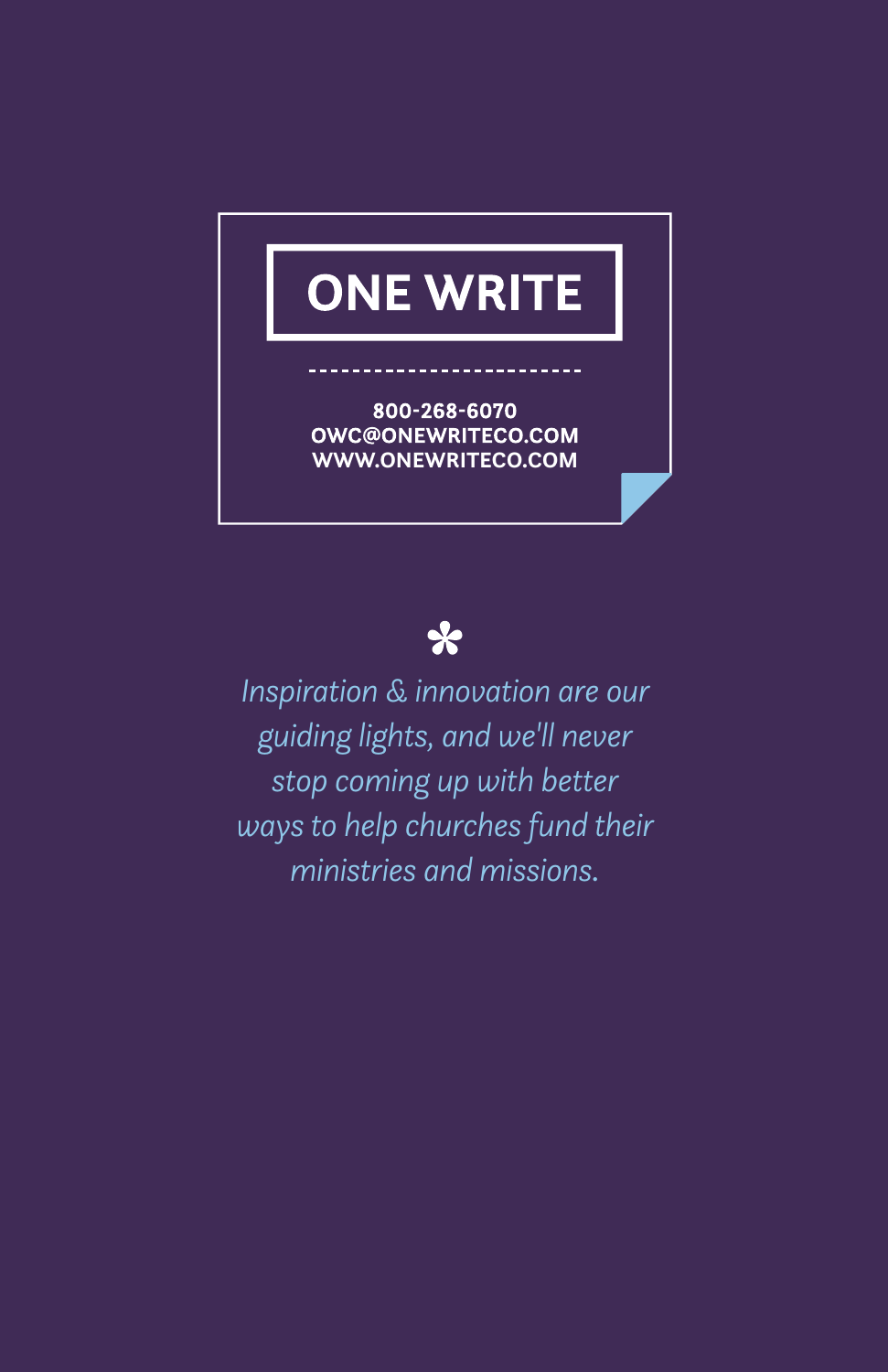# ONE WRITE

800-268-6070
OWC@ONEWRITECO.COM
WWW.ONEWRITECO.COM

*

*Inspiration & innovation are our guiding lights, and we'll never stop coming up with better ways to help churches fund their ministries and missions.*